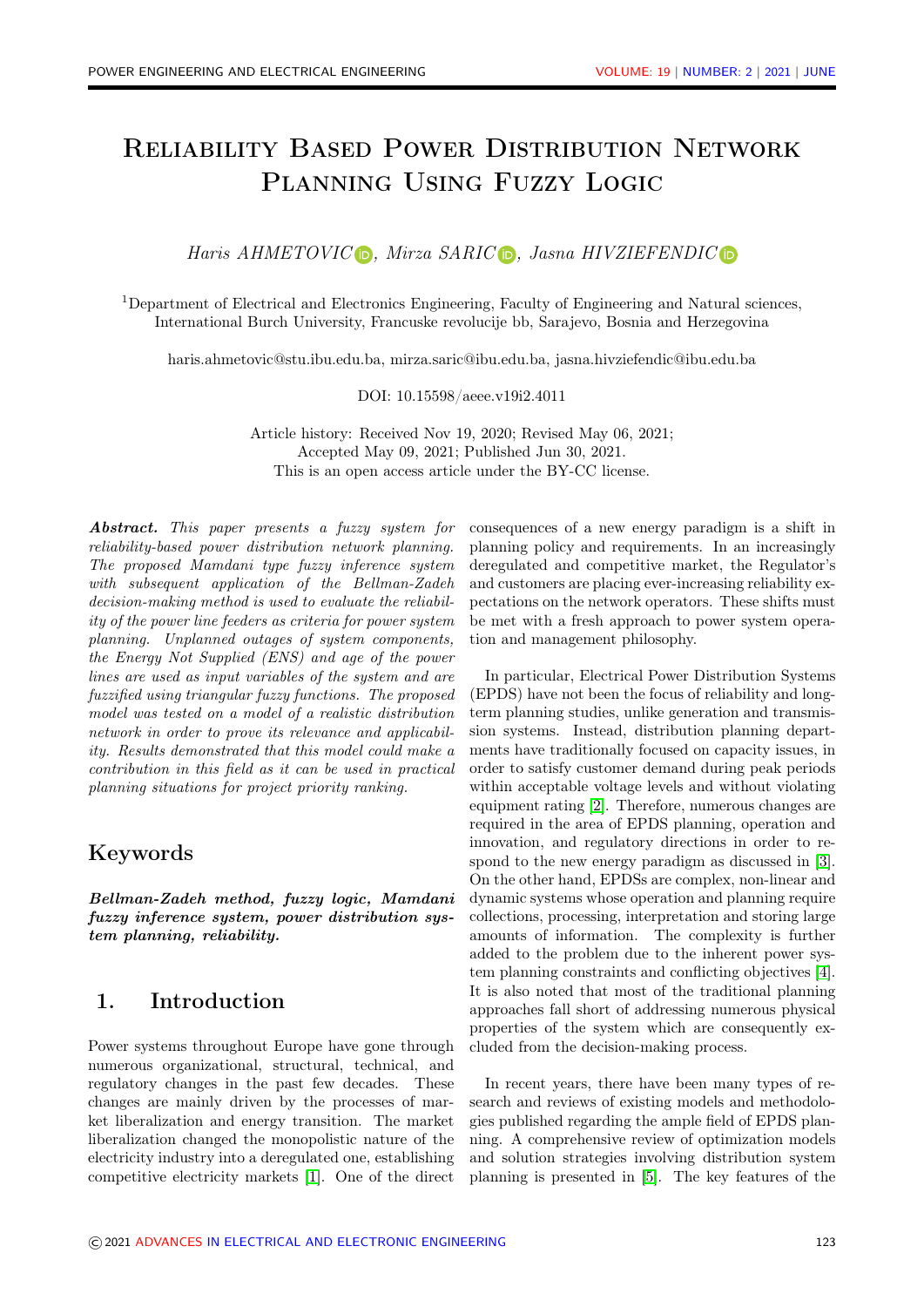# Reliability Based Power Distribution Network Planning Using Fuzzy Logic

*Haris AHMETOVIC, Mirza SARIC, Jasna HIVZIEFENDIC*

[1]Department of Electrical and Electronics Engineering, Faculty of Engineering and Natural sciences, International Burch University, Francuske revolucije bb, Sarajevo, Bosnia and Herzegovina

haris.ahmetovic@stu.ibu.edu.ba, mirza.saric@ibu.edu.ba, jasna.hivziefendic@ibu.edu.ba

DOI: 10.15598/aeee.v19i2.4011

Article history: Received Nov 19, 2020; Revised May 06, 2021; Accepted May 09, 2021; Published Jun 30, 2021. This is an open access article under the BY-CC license.

***Abstract.*** *This paper presents a fuzzy system for reliability-based power distribution network planning. The proposed Mamdani type fuzzy inference system with subsequent application of the Bellman-Zadeh decision-making method is used to evaluate the reliability of the power line feeders as criteria for power system planning. Unplanned outages of system components, the Energy Not Supplied (ENS) and age of the power lines are used as input variables of the system and are fuzzified using triangular fuzzy functions. The proposed model was tested on a model of a realistic distribution network in order to prove its relevance and applicability. Results demonstrated that this model could make a contribution in this field as it can be used in practical planning situations for project priority ranking.*

## Keywords

***Bellman-Zadeh method, fuzzy logic, Mamdani fuzzy inference system, power distribution system planning, reliability.***

## 1. Introduction

Power systems throughout Europe have gone through numerous organizational, structural, technical, and regulatory changes in the past few decades. These changes are mainly driven by the processes of market liberalization and energy transition. The market liberalization changed the monopolistic nature of the electricity industry into a deregulated one, establishing competitive electricity markets [1]. One of the direct consequences of a new energy paradigm is a shift in planning policy and requirements. In an increasingly deregulated and competitive market, the Regulator's and customers are placing ever-increasing reliability expectations on the network operators. These shifts must be met with a fresh approach to power system operation and management philosophy.

In particular, Electrical Power Distribution Systems (EPDS) have not been the focus of reliability and long-term planning studies, unlike generation and transmission systems. Instead, distribution planning departments have traditionally focused on capacity issues, in order to satisfy customer demand during peak periods within acceptable voltage levels and without violating equipment rating [2]. Therefore, numerous changes are required in the area of EPDS planning, operation and innovation, and regulatory directions in order to respond to the new energy paradigm as discussed in [3]. On the other hand, EPDSs are complex, non-linear and dynamic systems whose operation and planning require collections, processing, interpretation and storing large amounts of information. The complexity is further added to the problem due to the inherent power system planning constraints and conflicting objectives [4]. It is also noted that most of the traditional planning approaches fall short of addressing numerous physical properties of the system which are consequently excluded from the decision-making process.

In recent years, there have been many types of research and reviews of existing models and methodologies published regarding the ample field of EPDS planning. A comprehensive review of optimization models and solution strategies involving distribution system planning is presented in [5]. The key features of the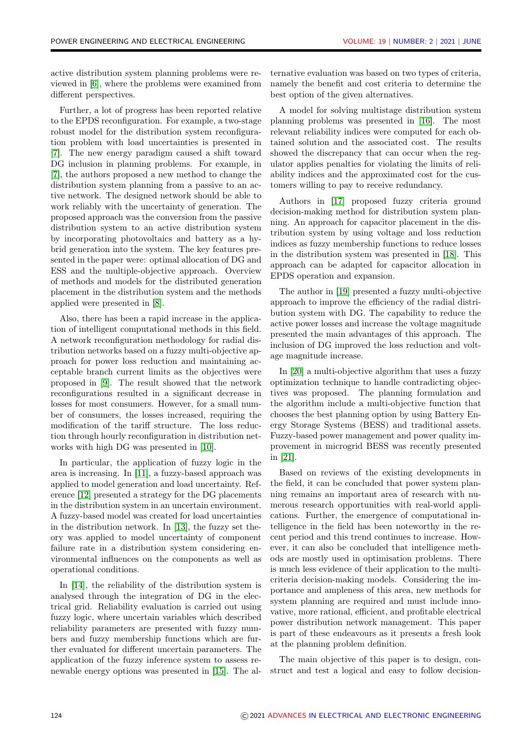active distribution system planning problems were reviewed in [6], where the problems were examined from different perspectives.

Further, a lot of progress has been reported relative to the EPDS reconfiguration. For example, a two-stage robust model for the distribution system reconfiguration problem with load uncertainties is presented in [7]. The new energy paradigm caused a shift toward DG inclusion in planning problems. For example, in [7], the authors proposed a new method to change the distribution system planning from a passive to an active network. The designed network should be able to work reliably with the uncertainty of generation. The proposed approach was the conversion from the passive distribution system to an active distribution system by incorporating photovoltaics and battery as a hybrid generation into the system. The key features presented in the paper were: optimal allocation of DG and ESS and the multiple-objective approach. Overview of methods and models for the distributed generation placement in the distribution system and the methods applied were presented in [8].

Also, there has been a rapid increase in the application of intelligent computational methods in this field. A network reconfiguration methodology for radial distribution networks based on a fuzzy multi-objective approach for power loss reduction and maintaining acceptable branch current limits as the objectives were proposed in [9]. The result showed that the network reconfigurations resulted in a significant decrease in losses for most consumers. However, for a small number of consumers, the losses increased, requiring the modification of the tariff structure. The loss reduction through hourly reconfiguration in distribution networks with high DG was presented in [10].

In particular, the application of fuzzy logic in the area is increasing. In [11], a fuzzy-based approach was applied to model generation and load uncertainty. Reference [12] presented a strategy for the DG placements in the distribution system in an uncertain environment. A fuzzy-based model was created for load uncertainties in the distribution network. In [13], the fuzzy set theory was applied to model uncertainty of component failure rate in a distribution system considering environmental influences on the components as well as operational conditions.

In [14], the reliability of the distribution system is analysed through the integration of DG in the electrical grid. Reliability evaluation is carried out using fuzzy logic, where uncertain variables which described reliability parameters are presented with fuzzy numbers and fuzzy membership functions which are further evaluated for different uncertain parameters. The application of the fuzzy inference system to assess renewable energy options was presented in [15]. The alternative evaluation was based on two types of criteria, namely the benefit and cost criteria to determine the best option of the given alternatives.

A model for solving multistage distribution system planning problems was presented in [16]. The most relevant reliability indices were computed for each obtained solution and the associated cost. The results showed the discrepancy that can occur when the regulator applies penalties for violating the limits of reliability indices and the approximated cost for the customers willing to pay to receive redundancy.

Authors in [17] proposed fuzzy criteria ground decision-making method for distribution system planning. An approach for capacitor placement in the distribution system by using voltage and loss reduction indices as fuzzy membership functions to reduce losses in the distribution system was presented in [18]. This approach can be adapted for capacitor allocation in EPDS operation and expansion.

The author in [19] presented a fuzzy multi-objective approach to improve the efficiency of the radial distribution system with DG. The capability to reduce the active power losses and increase the voltage magnitude presented the main advantages of this approach. The inclusion of DG improved the loss reduction and voltage magnitude increase.

In [20] a multi-objective algorithm that uses a fuzzy optimization technique to handle contradicting objectives was proposed. The planning formulation and the algorithm include a multi-objective function that chooses the best planning option by using Battery Energy Storage Systems (BESS) and traditional assets. Fuzzy-based power management and power quality improvement in microgrid BESS was recently presented in [21].

Based on reviews of the existing developments in the field, it can be concluded that power system planning remains an important area of research with numerous research opportunities with real-world applications. Further, the emergence of computational intelligence in the field has been noteworthy in the recent period and this trend continues to increase. However, it can also be concluded that intelligence methods are mostly used in optimisation problems. There is much less evidence of their application to the multi-criteria decision-making models. Considering the importance and ampleness of this area, new methods for system planning are required and must include innovative, more rational, efficient, and profitable electrical power distribution network management. This paper is part of these endeavours as it presents a fresh look at the planning problem definition.

The main objective of this paper is to design, construct and test a logical and easy to follow decision-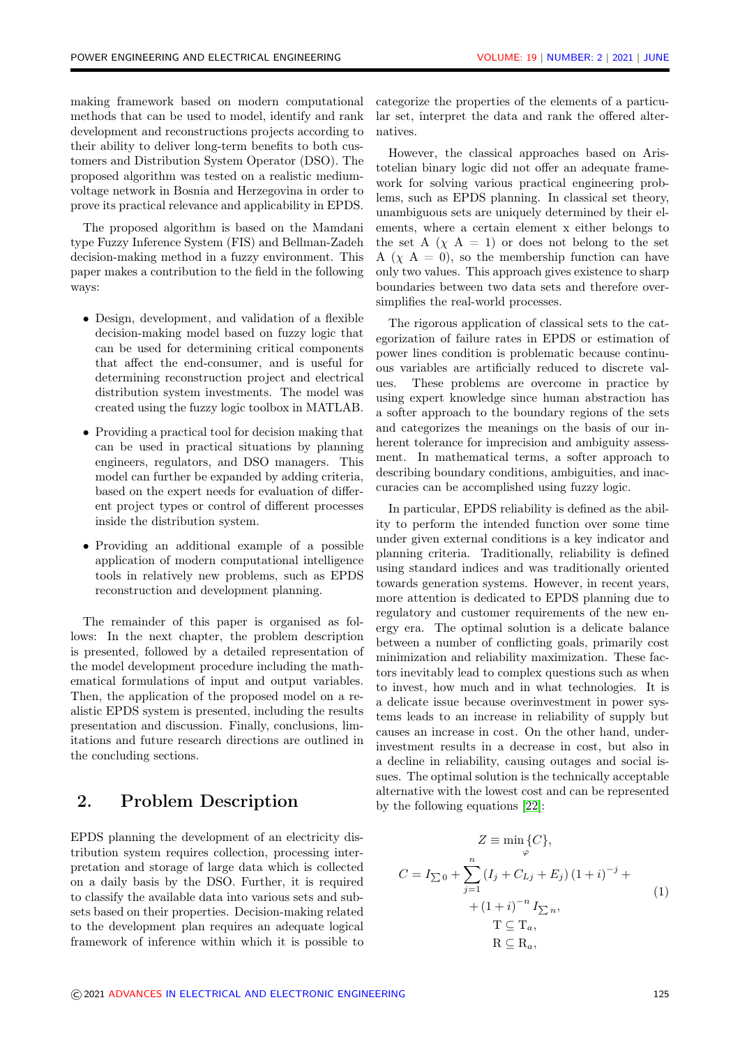making framework based on modern computational methods that can be used to model, identify and rank development and reconstructions projects according to their ability to deliver long-term benefits to both customers and Distribution System Operator (DSO). The proposed algorithm was tested on a realistic medium-voltage network in Bosnia and Herzegovina in order to prove its practical relevance and applicability in EPDS.

The proposed algorithm is based on the Mamdani type Fuzzy Inference System (FIS) and Bellman-Zadeh decision-making method in a fuzzy environment. This paper makes a contribution to the field in the following ways:

- Design, development, and validation of a flexible decision-making model based on fuzzy logic that can be used for determining critical components that affect the end-consumer, and is useful for determining reconstruction project and electrical distribution system investments. The model was created using the fuzzy logic toolbox in MATLAB.
- Providing a practical tool for decision making that can be used in practical situations by planning engineers, regulators, and DSO managers. This model can further be expanded by adding criteria, based on the expert needs for evaluation of different project types or control of different processes inside the distribution system.
- Providing an additional example of a possible application of modern computational intelligence tools in relatively new problems, such as EPDS reconstruction and development planning.

The remainder of this paper is organised as follows: In the next chapter, the problem description is presented, followed by a detailed representation of the model development procedure including the mathematical formulations of input and output variables. Then, the application of the proposed model on a realistic EPDS system is presented, including the results presentation and discussion. Finally, conclusions, limitations and future research directions are outlined in the concluding sections.

## 2. Problem Description

EPDS planning the development of an electricity distribution system requires collection, processing interpretation and storage of large data which is collected on a daily basis by the DSO. Further, it is required to classify the available data into various sets and subsets based on their properties. Decision-making related to the development plan requires an adequate logical framework of inference within which it is possible to categorize the properties of the elements of a particular set, interpret the data and rank the offered alternatives.

However, the classical approaches based on Aristotelian binary logic did not offer an adequate framework for solving various practical engineering problems, such as EPDS planning. In classical set theory, unambiguous sets are uniquely determined by their elements, where a certain element x either belongs to the set A ($\chi$ A = 1) or does not belong to the set A ($\chi$ A = 0), so the membership function can have only two values. This approach gives existence to sharp boundaries between two data sets and therefore oversimplifies the real-world processes.

The rigorous application of classical sets to the categorization of failure rates in EPDS or estimation of power lines condition is problematic because continuous variables are artificially reduced to discrete values. These problems are overcome in practice by using expert knowledge since human abstraction has a softer approach to the boundary regions of the sets and categorizes the meanings on the basis of our inherent tolerance for imprecision and ambiguity assessment. In mathematical terms, a softer approach to describing boundary conditions, ambiguities, and inaccuracies can be accomplished using fuzzy logic.

In particular, EPDS reliability is defined as the ability to perform the intended function over some time under given external conditions is a key indicator and planning criteria. Traditionally, reliability is defined using standard indices and was traditionally oriented towards generation systems. However, in recent years, more attention is dedicated to EPDS planning due to regulatory and customer requirements of the new energy era. The optimal solution is a delicate balance between a number of conflicting goals, primarily cost minimization and reliability maximization. These factors inevitably lead to complex questions such as when to invest, how much and in what technologies. It is a delicate issue because overinvestment in power systems leads to an increase in reliability of supply but causes an increase in cost. On the other hand, underinvestment results in a decrease in cost, but also in a decline in reliability, causing outages and social issues. The optimal solution is the technically acceptable alternative with the lowest cost and can be represented by the following equations [22]:

$$
\begin{gathered}
Z \equiv \min_{\varphi} \{C\}, \\
C = I_{\sum 0} + \sum_{j=1}^{n} \left(I_j + C_{Lj} + E_j\right) (1+i)^{-j} + \\
+ (1+i)^{-n} I_{\sum n}, \\
\mathrm{T} \subseteq \mathrm{T}_a, \\
\mathrm{R} \subseteq \mathrm{R}_a,
\end{gathered}
\tag{1}
$$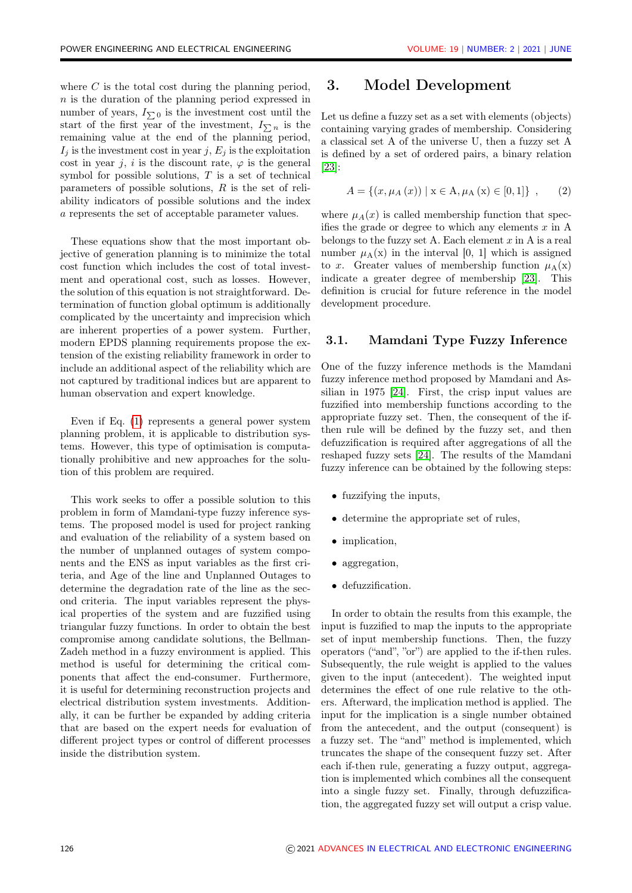where $C$ is the total cost during the planning period, $n$ is the duration of the planning period expressed in number of years, $I_{\sum 0}$ is the investment cost until the start of the first year of the investment, $I_{\sum n}$ is the remaining value at the end of the planning period, $I_j$ is the investment cost in year $j$, $E_j$ is the exploitation cost in year $j$, $i$ is the discount rate, $\varphi$ is the general symbol for possible solutions, $T$ is a set of technical parameters of possible solutions, $R$ is the set of reliability indicators of possible solutions and the index $a$ represents the set of acceptable parameter values.

These equations show that the most important objective of generation planning is to minimize the total cost function which includes the cost of total investment and operational cost, such as losses. However, the solution of this equation is not straightforward. Determination of function global optimum is additionally complicated by the uncertainty and imprecision which are inherent properties of a power system. Further, modern EPDS planning requirements propose the extension of the existing reliability framework in order to include an additional aspect of the reliability which are not captured by traditional indices but are apparent to human observation and expert knowledge.

Even if Eq. (1) represents a general power system planning problem, it is applicable to distribution systems. However, this type of optimisation is computationally prohibitive and new approaches for the solution of this problem are required.

This work seeks to offer a possible solution to this problem in form of Mamdani-type fuzzy inference systems. The proposed model is used for project ranking and evaluation of the reliability of a system based on the number of unplanned outages of system components and the ENS as input variables as the first criteria, and Age of the line and Unplanned Outages to determine the degradation rate of the line as the second criteria. The input variables represent the physical properties of the system and are fuzzified using triangular fuzzy functions. In order to obtain the best compromise among candidate solutions, the Bellman-Zadeh method in a fuzzy environment is applied. This method is useful for determining the critical components that affect the end-consumer. Furthermore, it is useful for determining reconstruction projects and electrical distribution system investments. Additionally, it can be further be expanded by adding criteria that are based on the expert needs for evaluation of different project types or control of different processes inside the distribution system.

# 3. Model Development

Let us define a fuzzy set as a set with elements (objects) containing varying grades of membership. Considering a classical set A of the universe U, then a fuzzy set A is defined by a set of ordered pairs, a binary relation [23]:

$$A = \{(x, \mu_A(x)) \mid \mathrm{x} \in \mathrm{A}, \mu_\mathrm{A}(\mathrm{x}) \in [0,1]\} \ , \qquad (2)$$

where $\mu_A(x)$ is called membership function that specifies the grade or degree to which any elements $x$ in A belongs to the fuzzy set A. Each element $x$ in A is a real number $\mu_\mathrm{A}(\mathrm{x})$ in the interval [0, 1] which is assigned to $x$. Greater values of membership function $\mu_\mathrm{A}(\mathrm{x})$ indicate a greater degree of membership [23]. This definition is crucial for future reference in the model development procedure.

## 3.1. Mamdani Type Fuzzy Inference

One of the fuzzy inference methods is the Mamdani fuzzy inference method proposed by Mamdani and Assilian in 1975 [24]. First, the crisp input values are fuzzified into membership functions according to the appropriate fuzzy set. Then, the consequent of the if-then rule will be defined by the fuzzy set, and then defuzzification is required after aggregations of all the reshaped fuzzy sets [24]. The results of the Mamdani fuzzy inference can be obtained by the following steps:

- fuzzifying the inputs,
- determine the appropriate set of rules,
- implication,
- aggregation,
- defuzzification.

In order to obtain the results from this example, the input is fuzzified to map the inputs to the appropriate set of input membership functions. Then, the fuzzy operators ("and", "or") are applied to the if-then rules. Subsequently, the rule weight is applied to the values given to the input (antecedent). The weighted input determines the effect of one rule relative to the others. Afterward, the implication method is applied. The input for the implication is a single number obtained from the antecedent, and the output (consequent) is a fuzzy set. The "and" method is implemented, which truncates the shape of the consequent fuzzy set. After each if-then rule, generating a fuzzy output, aggregation is implemented which combines all the consequent into a single fuzzy set. Finally, through defuzzification, the aggregated fuzzy set will output a crisp value.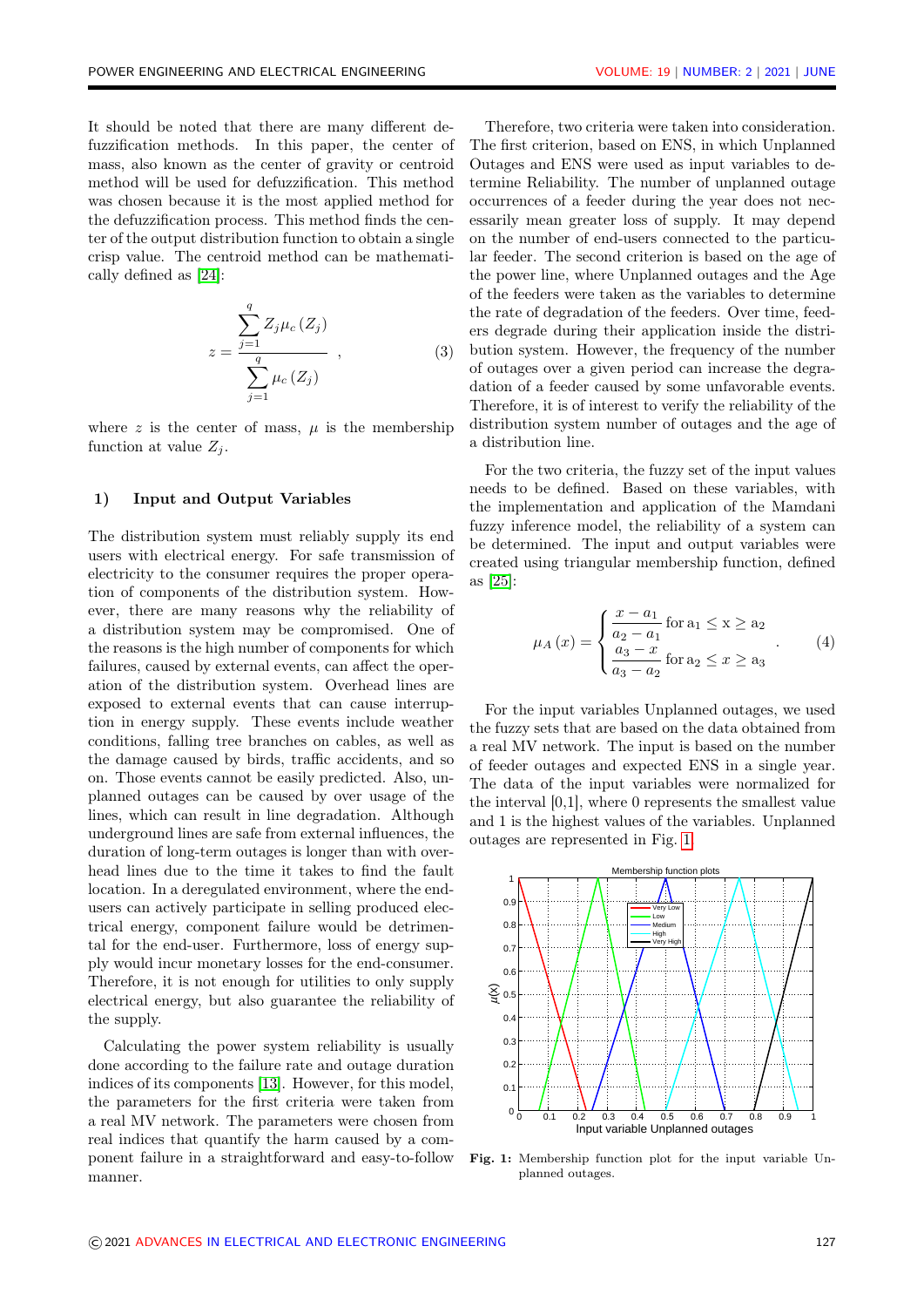It should be noted that there are many different defuzzification methods. In this paper, the center of mass, also known as the center of gravity or centroid method will be used for defuzzification. This method was chosen because it is the most applied method for the defuzzification process. This method finds the center of the output distribution function to obtain a single crisp value. The centroid method can be mathematically defined as [24]:

$$z = \frac{\sum_{j=1}^{q} Z_j \mu_c (Z_j)}{\sum_{j=1}^{q} \mu_c (Z_j)}, \tag{3}$$

where $z$ is the center of mass, $\mu$ is the membership function at value $Z_j$.

### 1) Input and Output Variables

The distribution system must reliably supply its end users with electrical energy. For safe transmission of electricity to the consumer requires the proper operation of components of the distribution system. However, there are many reasons why the reliability of a distribution system may be compromised. One of the reasons is the high number of components for which failures, caused by external events, can affect the operation of the distribution system. Overhead lines are exposed to external events that can cause interruption in energy supply. These events include weather conditions, falling tree branches on cables, as well as the damage caused by birds, traffic accidents, and so on. Those events cannot be easily predicted. Also, unplanned outages can be caused by over usage of the lines, which can result in line degradation. Although underground lines are safe from external influences, the duration of long-term outages is longer than with overhead lines due to the time it takes to find the fault location. In a deregulated environment, where the end-users can actively participate in selling produced electrical energy, component failure would be detrimental for the end-user. Furthermore, loss of energy supply would incur monetary losses for the end-consumer. Therefore, it is not enough for utilities to only supply electrical energy, but also guarantee the reliability of the supply.

Calculating the power system reliability is usually done according to the failure rate and outage duration indices of its components [13]. However, for this model, the parameters for the first criteria were taken from a real MV network. The parameters were chosen from real indices that quantify the harm caused by a component failure in a straightforward and easy-to-follow manner.

Therefore, two criteria were taken into consideration. The first criterion, based on ENS, in which Unplanned Outages and ENS were used as input variables to determine Reliability. The number of unplanned outage occurrences of a feeder during the year does not necessarily mean greater loss of supply. It may depend on the number of end-users connected to the particular feeder. The second criterion is based on the age of the power line, where Unplanned outages and the Age of the feeders were taken as the variables to determine the rate of degradation of the feeders. Over time, feeders degrade during their application inside the distribution system. However, the frequency of the number of outages over a given period can increase the degradation of a feeder caused by some unfavorable events. Therefore, it is of interest to verify the reliability of the distribution system number of outages and the age of a distribution line.

For the two criteria, the fuzzy set of the input values needs to be defined. Based on these variables, with the implementation and application of the Mamdani fuzzy inference model, the reliability of a system can be determined. The input and output variables were created using triangular membership function, defined as [25]:

$$\mu_A(x) = \begin{cases} \dfrac{x - a_1}{a_2 - a_1} & \text{for } a_1 \leq x \geq a_2 \\ \dfrac{a_3 - x}{a_3 - a_2} & \text{for } a_2 \leq x \geq a_3 \end{cases}. \tag{4}$$

For the input variables Unplanned outages, we used the fuzzy sets that are based on the data obtained from a real MV network. The input is based on the number of feeder outages and expected ENS in a single year. The data of the input variables were normalized for the interval [0,1], where 0 represents the smallest value and 1 is the highest values of the variables. Unplanned outages are represented in Fig. 1.

Fig. 1: Membership function plot for the input variable Unplanned outages.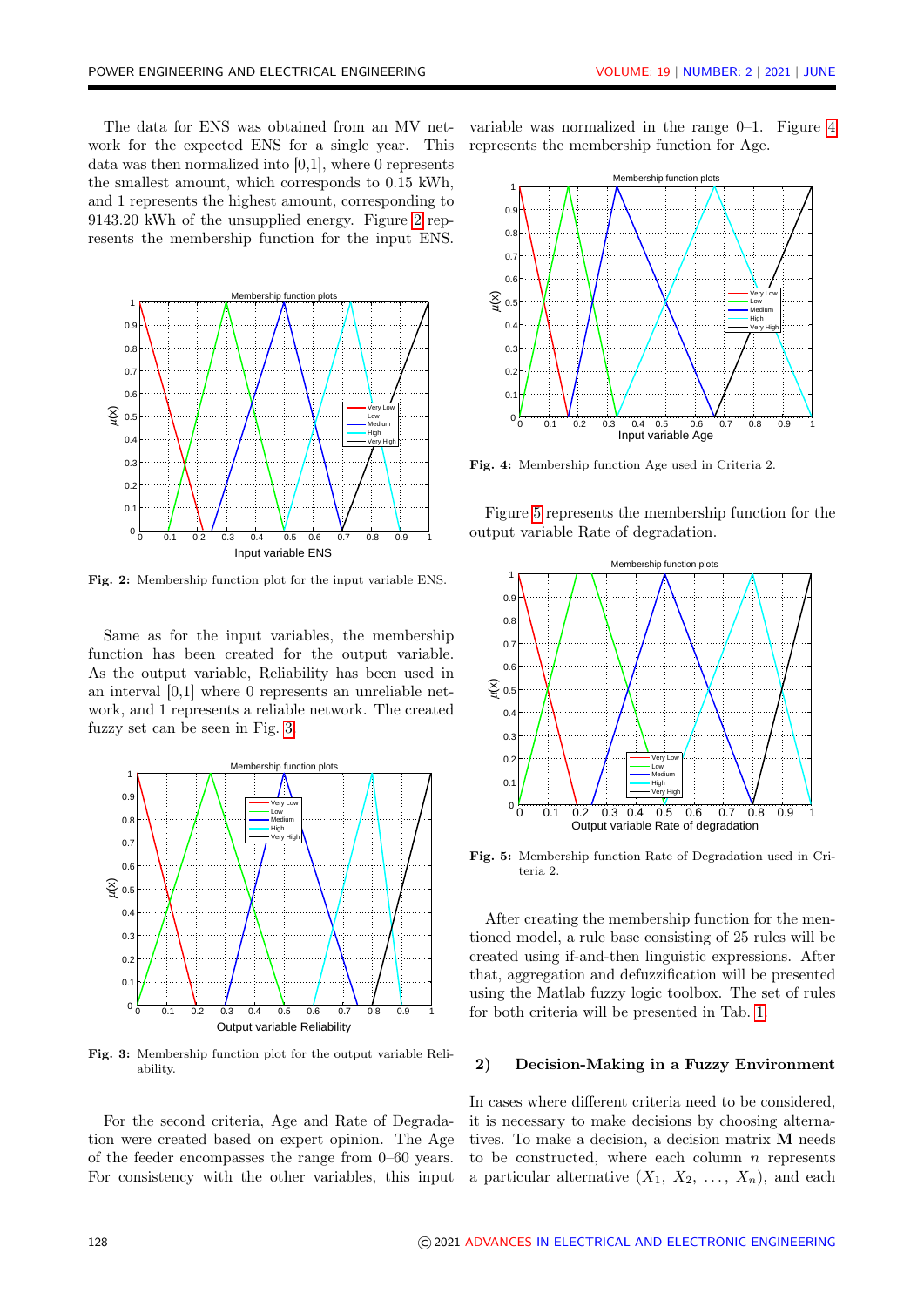The data for ENS was obtained from an MV network for the expected ENS for a single year. This data was then normalized into [0,1], where 0 represents the smallest amount, which corresponds to 0.15 kWh, and 1 represents the highest amount, corresponding to 9143.20 kWh of the unsupplied energy. Figure 2 represents the membership function for the input ENS.

**Fig. 2:** Membership function plot for the input variable ENS.

Same as for the input variables, the membership function has been created for the output variable. As the output variable, Reliability has been used in an interval [0,1] where 0 represents an unreliable network, and 1 represents a reliable network. The created fuzzy set can be seen in Fig. 3.

**Fig. 3:** Membership function plot for the output variable Reliability.

For the second criteria, Age and Rate of Degradation were created based on expert opinion. The Age of the feeder encompasses the range from 0–60 years. For consistency with the other variables, this input variable was normalized in the range 0–1. Figure 4 represents the membership function for Age.

**Fig. 4:** Membership function Age used in Criteria 2.

Figure 5 represents the membership function for the output variable Rate of degradation.

**Fig. 5:** Membership function Rate of Degradation used in Criteria 2.

After creating the membership function for the mentioned model, a rule base consisting of 25 rules will be created using if-and-then linguistic expressions. After that, aggregation and defuzzification will be presented using the Matlab fuzzy logic toolbox. The set of rules for both criteria will be presented in Tab. 1.

### 2) Decision-Making in a Fuzzy Environment

In cases where different criteria need to be considered, it is necessary to make decisions by choosing alternatives. To make a decision, a decision matrix **M** needs to be constructed, where each column $n$ represents a particular alternative ($X_1$, $X_2$, $\ldots$, $X_n$), and each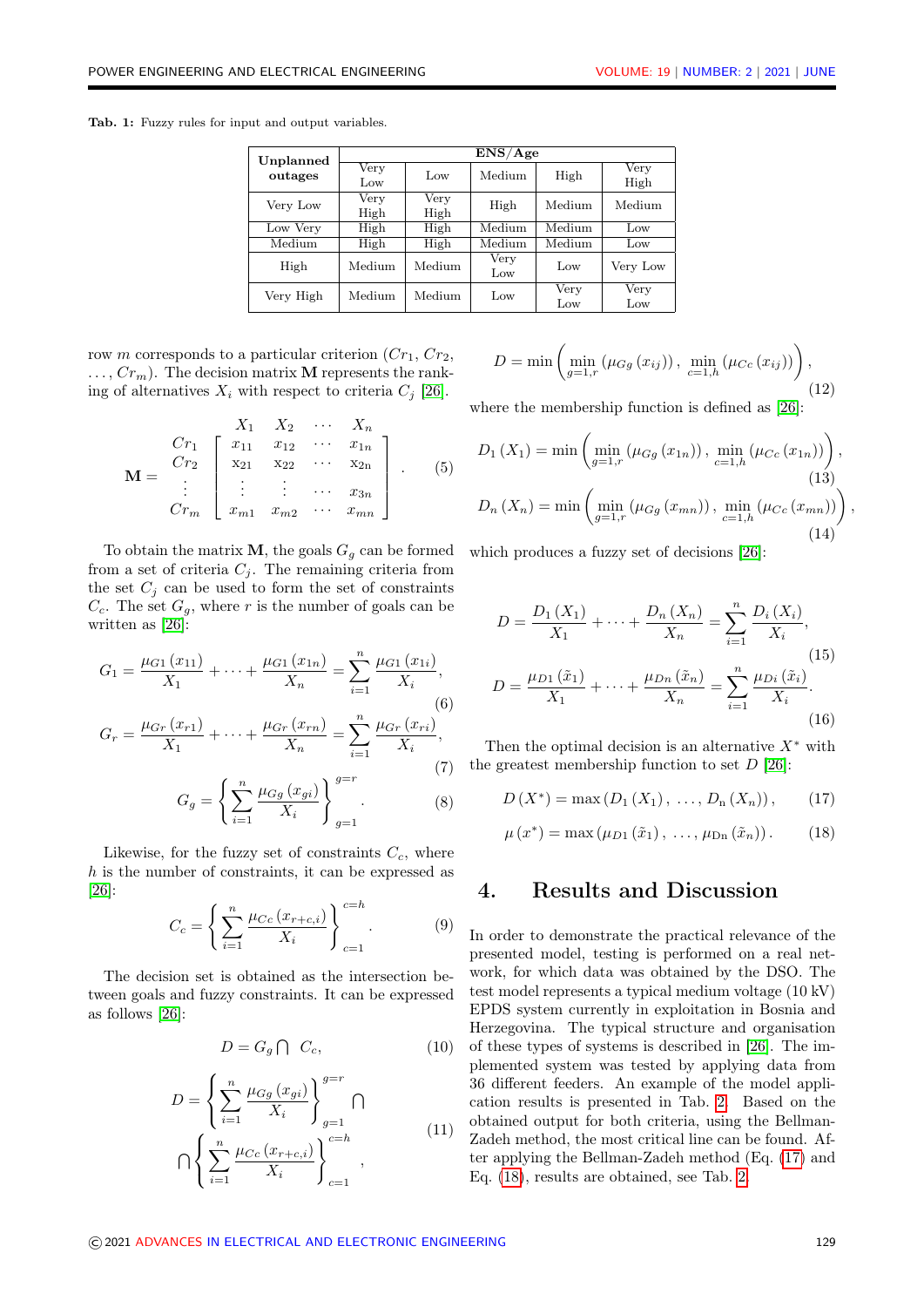Tab. 1: Fuzzy rules for input and output variables.

| Unplanned outages | ENS/Age | | | | |
|---|---|---|---|---|---|
| | Very Low | Low | Medium | High | Very High |
| Very Low | Very High | Very High | High | Medium | Medium |
| Low Very | High | High | Medium | Medium | Low |
| Medium | High | High | Medium | Medium | Low |
| High | Medium | Medium | Very Low | Low | Very Low |
| Very High | Medium | Medium | Low | Very Low | Very Low |

row $m$ corresponds to a particular criterion ($Cr_1$, $Cr_2$, $\ldots$, $Cr_m$). The decision matrix $\mathbf{M}$ represents the ranking of alternatives $X_i$ with respect to criteria $C_j$ [26].

$$\mathbf{M} = \begin{array}{c} \\ Cr_1 \\ Cr_2 \\ \vdots \\ Cr_m \end{array} \begin{array}{c} \begin{array}{cccc} X_1 & X_2 & \cdots & X_n \end{array} \\ \begin{bmatrix} x_{11} & x_{12} & \cdots & x_{1n} \\ x_{21} & x_{22} & \cdots & x_{2n} \\ \vdots & \vdots & \cdots & x_{3n} \\ x_{m1} & x_{m2} & \cdots & x_{mn} \end{bmatrix} \end{array}. \tag{5}$$

To obtain the matrix $\mathbf{M}$, the goals $G_g$ can be formed from a set of criteria $C_j$. The remaining criteria from the set $C_j$ can be used to form the set of constraints $C_c$. The set $G_g$, where $r$ is the number of goals can be written as [26]:

$$G_1 = \frac{\mu_{G1}(x_{11})}{X_1} + \cdots + \frac{\mu_{G1}(x_{1n})}{X_n} = \sum_{i=1}^{n} \frac{\mu_{G1}(x_{1i})}{X_i}, \tag{6}$$

$$G_r = \frac{\mu_{Gr}(x_{r1})}{X_1} + \cdots + \frac{\mu_{Gr}(x_{rn})}{X_n} = \sum_{i=1}^{n} \frac{\mu_{Gr}(x_{ri})}{X_i}, \tag{7}$$

$$G_g = \left\{ \sum_{i=1}^{n} \frac{\mu_{Gg}(x_{gi})}{X_i} \right\}_{g=1}^{g=r}. \tag{8}$$

Likewise, for the fuzzy set of constraints $C_c$, where $h$ is the number of constraints, it can be expressed as [26]:

$$C_c = \left\{ \sum_{i=1}^{n} \frac{\mu_{Cc}(x_{r+c,i})}{X_i} \right\}_{c=1}^{c=h}. \tag{9}$$

The decision set is obtained as the intersection between goals and fuzzy constraints. It can be expressed as follows [26]:

$$D = G_g \bigcap C_c, \tag{10}$$

$$D = \left\{ \sum_{i=1}^{n} \frac{\mu_{Gg}(x_{gi})}{X_i} \right\}_{g=1}^{g=r} \bigcap \bigcap \left\{ \sum_{i=1}^{n} \frac{\mu_{Cc}(x_{r+c,i})}{X_i} \right\}_{c=1}^{c=h}, \tag{11}$$

$$D = \min \left( \min_{g=1,r} \left( \mu_{Gg}(x_{ij}) \right), \min_{c=1,h} \left( \mu_{Cc}(x_{ij}) \right) \right), \tag{12}$$

where the membership function is defined as [26]:

$$D_1(X_1) = \min \left( \min_{g=1,r} \left( \mu_{Gg}(x_{1n}) \right), \min_{c=1,h} \left( \mu_{Cc}(x_{1n}) \right) \right), \tag{13}$$

$$D_n(X_n) = \min \left( \min_{g=1,r} \left( \mu_{Gg}(x_{mn}) \right), \min_{c=1,h} \left( \mu_{Cc}(x_{mn}) \right) \right), \tag{14}$$

which produces a fuzzy set of decisions [26]:

$$D = \frac{D_1(X_1)}{X_1} + \cdots + \frac{D_n(X_n)}{X_n} = \sum_{i=1}^{n} \frac{D_i(X_i)}{X_i}, \tag{15}$$

$$D = \frac{\mu_{D1}(\tilde{x}_1)}{X_1} + \cdots + \frac{\mu_{Dn}(\tilde{x}_n)}{X_n} = \sum_{i=1}^{n} \frac{\mu_{Di}(\tilde{x}_i)}{X_i}. \tag{16}$$

Then the optimal decision is an alternative $X^*$ with the greatest membership function to set $D$ [26]:

$$D(X^*) = \max \left( D_1(X_1), \ldots, D_n(X_n) \right), \tag{17}$$

$$\mu(x^*) = \max \left( \mu_{D1}(\tilde{x}_1), \ldots, \mu_{\mathrm{Dn}}(\tilde{x}_n) \right). \tag{18}$$

## 4. Results and Discussion

In order to demonstrate the practical relevance of the presented model, testing is performed on a real network, for which data was obtained by the DSO. The test model represents a typical medium voltage (10 kV) EPDS system currently in exploitation in Bosnia and Herzegovina. The typical structure and organisation of these types of systems is described in [26]. The implemented system was tested by applying data from 36 different feeders. An example of the model application results is presented in Tab. 2. Based on the obtained output for both criteria, using the Bellman-Zadeh method, the most critical line can be found. After applying the Bellman-Zadeh method (Eq. (17) and Eq. (18)), results are obtained, see Tab. 2.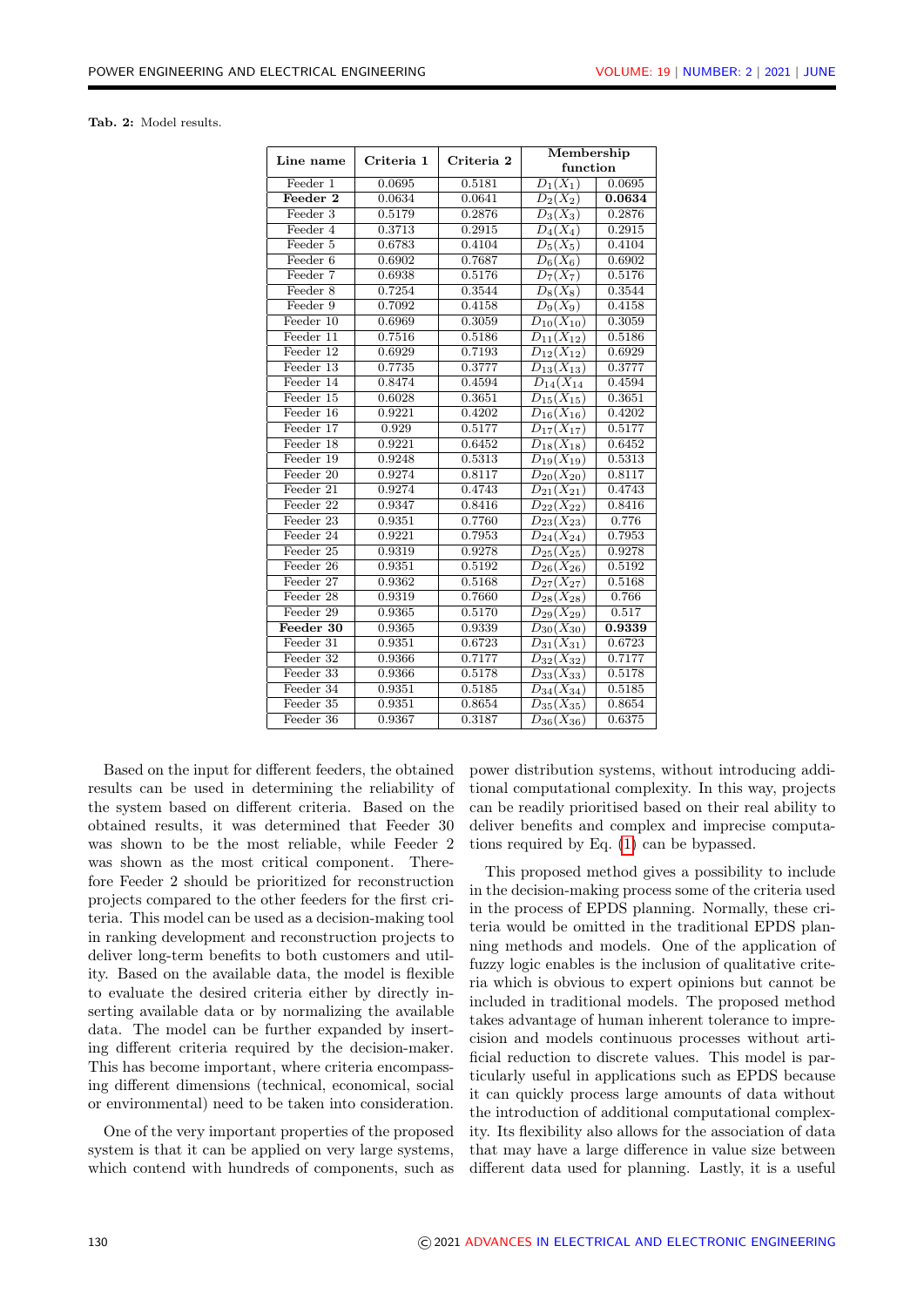**Tab. 2:** Model results.

| Line name | Criteria 1 | Criteria 2 | Membership function | |
|---|---|---|---|---|
| Feeder 1 | 0.0695 | 0.5181 | $D_1(X_1)$ | 0.0695 |
| **Feeder 2** | 0.0634 | 0.0641 | $D_2(X_2)$ | **0.0634** |
| Feeder 3 | 0.5179 | 0.2876 | $D_3(X_3)$ | 0.2876 |
| Feeder 4 | 0.3713 | 0.2915 | $D_4(X_4)$ | 0.2915 |
| Feeder 5 | 0.6783 | 0.4104 | $D_5(X_5)$ | 0.4104 |
| Feeder 6 | 0.6902 | 0.7687 | $D_6(X_6)$ | 0.6902 |
| Feeder 7 | 0.6938 | 0.5176 | $D_7(X_7)$ | 0.5176 |
| Feeder 8 | 0.7254 | 0.3544 | $D_8(X_8)$ | 0.3544 |
| Feeder 9 | 0.7092 | 0.4158 | $D_9(X_9)$ | 0.4158 |
| Feeder 10 | 0.6969 | 0.3059 | $D_{10}(X_{10})$ | 0.3059 |
| Feeder 11 | 0.7516 | 0.5186 | $D_{11}(X_{12})$ | 0.5186 |
| Feeder 12 | 0.6929 | 0.7193 | $D_{12}(X_{12})$ | 0.6929 |
| Feeder 13 | 0.7735 | 0.3777 | $D_{13}(X_{13})$ | 0.3777 |
| Feeder 14 | 0.8474 | 0.4594 | $D_{14}(X_{14}$ | 0.4594 |
| Feeder 15 | 0.6028 | 0.3651 | $D_{15}(X_{15})$ | 0.3651 |
| Feeder 16 | 0.9221 | 0.4202 | $D_{16}(X_{16})$ | 0.4202 |
| Feeder 17 | 0.929 | 0.5177 | $D_{17}(X_{17})$ | 0.5177 |
| Feeder 18 | 0.9221 | 0.6452 | $D_{18}(X_{18})$ | 0.6452 |
| Feeder 19 | 0.9248 | 0.5313 | $D_{19}(X_{19})$ | 0.5313 |
| Feeder 20 | 0.9274 | 0.8117 | $D_{20}(X_{20})$ | 0.8117 |
| Feeder 21 | 0.9274 | 0.4743 | $D_{21}(X_{21})$ | 0.4743 |
| Feeder 22 | 0.9347 | 0.8416 | $D_{22}(X_{22})$ | 0.8416 |
| Feeder 23 | 0.9351 | 0.7760 | $D_{23}(X_{23})$ | 0.776 |
| Feeder 24 | 0.9221 | 0.7953 | $D_{24}(X_{24})$ | 0.7953 |
| Feeder 25 | 0.9319 | 0.9278 | $D_{25}(X_{25})$ | 0.9278 |
| Feeder 26 | 0.9351 | 0.5192 | $D_{26}(X_{26})$ | 0.5192 |
| Feeder 27 | 0.9362 | 0.5168 | $D_{27}(X_{27})$ | 0.5168 |
| Feeder 28 | 0.9319 | 0.7660 | $D_{28}(X_{28})$ | 0.766 |
| Feeder 29 | 0.9365 | 0.5170 | $D_{29}(X_{29})$ | 0.517 |
| **Feeder 30** | 0.9365 | 0.9339 | $D_{30}(X_{30})$ | **0.9339** |
| Feeder 31 | 0.9351 | 0.6723 | $D_{31}(X_{31})$ | 0.6723 |
| Feeder 32 | 0.9366 | 0.7177 | $D_{32}(X_{32})$ | 0.7177 |
| Feeder 33 | 0.9366 | 0.5178 | $D_{33}(X_{33})$ | 0.5178 |
| Feeder 34 | 0.9351 | 0.5185 | $D_{34}(X_{34})$ | 0.5185 |
| Feeder 35 | 0.9351 | 0.8654 | $D_{35}(X_{35})$ | 0.8654 |
| Feeder 36 | 0.9367 | 0.3187 | $D_{36}(X_{36})$ | 0.6375 |

Based on the input for different feeders, the obtained results can be used in determining the reliability of the system based on different criteria. Based on the obtained results, it was determined that Feeder 30 was shown to be the most reliable, while Feeder 2 was shown as the most critical component. Therefore Feeder 2 should be prioritized for reconstruction projects compared to the other feeders for the first criteria. This model can be used as a decision-making tool in ranking development and reconstruction projects to deliver long-term benefits to both customers and utility. Based on the available data, the model is flexible to evaluate the desired criteria either by directly inserting available data or by normalizing the available data. The model can be further expanded by inserting different criteria required by the decision-maker. This has become important, where criteria encompassing different dimensions (technical, economical, social or environmental) need to be taken into consideration.

One of the very important properties of the proposed system is that it can be applied on very large systems, which contend with hundreds of components, such as power distribution systems, without introducing additional computational complexity. In this way, projects can be readily prioritised based on their real ability to deliver benefits and complex and imprecise computations required by Eq. (1) can be bypassed.

This proposed method gives a possibility to include in the decision-making process some of the criteria used in the process of EPDS planning. Normally, these criteria would be omitted in the traditional EPDS planning methods and models. One of the application of fuzzy logic enables is the inclusion of qualitative criteria which is obvious to expert opinions but cannot be included in traditional models. The proposed method takes advantage of human inherent tolerance to imprecision and models continuous processes without artificial reduction to discrete values. This model is particularly useful in applications such as EPDS because it can quickly process large amounts of data without the introduction of additional computational complexity. Its flexibility also allows for the association of data that may have a large difference in value size between different data used for planning. Lastly, it is a useful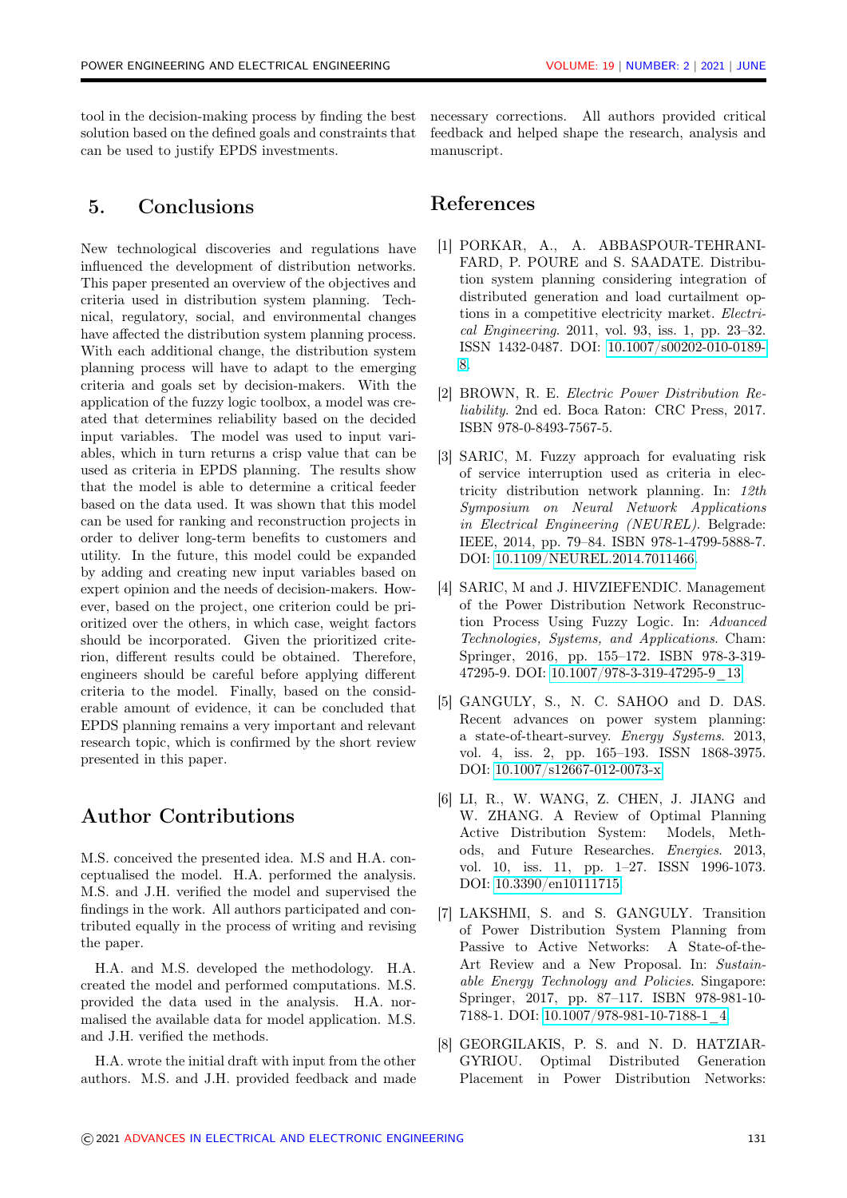tool in the decision-making process by finding the best solution based on the defined goals and constraints that can be used to justify EPDS investments.

## 5. Conclusions

New technological discoveries and regulations have influenced the development of distribution networks. This paper presented an overview of the objectives and criteria used in distribution system planning. Technical, regulatory, social, and environmental changes have affected the distribution system planning process. With each additional change, the distribution system planning process will have to adapt to the emerging criteria and goals set by decision-makers. With the application of the fuzzy logic toolbox, a model was created that determines reliability based on the decided input variables. The model was used to input variables, which in turn returns a crisp value that can be used as criteria in EPDS planning. The results show that the model is able to determine a critical feeder based on the data used. It was shown that this model can be used for ranking and reconstruction projects in order to deliver long-term benefits to customers and utility. In the future, this model could be expanded by adding and creating new input variables based on expert opinion and the needs of decision-makers. However, based on the project, one criterion could be prioritized over the others, in which case, weight factors should be incorporated. Given the prioritized criterion, different results could be obtained. Therefore, engineers should be careful before applying different criteria to the model. Finally, based on the considerable amount of evidence, it can be concluded that EPDS planning remains a very important and relevant research topic, which is confirmed by the short review presented in this paper.

## Author Contributions

M.S. conceived the presented idea. M.S and H.A. conceptualised the model. H.A. performed the analysis. M.S. and J.H. verified the model and supervised the findings in the work. All authors participated and contributed equally in the process of writing and revising the paper.

H.A. and M.S. developed the methodology. H.A. created the model and performed computations. M.S. provided the data used in the analysis. H.A. normalised the available data for model application. M.S. and J.H. verified the methods.

H.A. wrote the initial draft with input from the other authors. M.S. and J.H. provided feedback and made necessary corrections. All authors provided critical feedback and helped shape the research, analysis and manuscript.

## References

[1] PORKAR, A., A. ABBASPOUR-TEHRANI-FARD, P. POURE and S. SAADATE. Distribution system planning considering integration of distributed generation and load curtailment options in a competitive electricity market. *Electrical Engineering*. 2011, vol. 93, iss. 1, pp. 23–32. ISSN 1432-0487. DOI: 10.1007/s00202-010-0189-8.

[2] BROWN, R. E. *Electric Power Distribution Reliability*. 2nd ed. Boca Raton: CRC Press, 2017. ISBN 978-0-8493-7567-5.

[3] SARIC, M. Fuzzy approach for evaluating risk of service interruption used as criteria in electricity distribution network planning. In: *12th Symposium on Neural Network Applications in Electrical Engineering (NEUREL)*. Belgrade: IEEE, 2014, pp. 79–84. ISBN 978-1-4799-5888-7. DOI: 10.1109/NEUREL.2014.7011466.

[4] SARIC, M and J. HIVZIEFENDIC. Management of the Power Distribution Network Reconstruction Process Using Fuzzy Logic. In: *Advanced Technologies, Systems, and Applications*. Cham: Springer, 2016, pp. 155–172. ISBN 978-3-319-47295-9. DOI: 10.1007/978-3-319-47295-9_13.

[5] GANGULY, S., N. C. SAHOO and D. DAS. Recent advances on power system planning: a state-of-theart-survey. *Energy Systems*. 2013, vol. 4, iss. 2, pp. 165–193. ISSN 1868-3975. DOI: 10.1007/s12667-012-0073-x.

[6] LI, R., W. WANG, Z. CHEN, J. JIANG and W. ZHANG. A Review of Optimal Planning Active Distribution System: Models, Methods, and Future Researches. *Energies*. 2013, vol. 10, iss. 11, pp. 1–27. ISSN 1996-1073. DOI: 10.3390/en10111715.

[7] LAKSHMI, S. and S. GANGULY. Transition of Power Distribution System Planning from Passive to Active Networks: A State-of-the-Art Review and a New Proposal. In: *Sustainable Energy Technology and Policies*. Singapore: Springer, 2017, pp. 87–117. ISBN 978-981-10-7188-1. DOI: 10.1007/978-981-10-7188-1_4.

[8] GEORGILAKIS, P. S. and N. D. HATZIARGYRIOU. Optimal Distributed Generation Placement in Power Distribution Networks: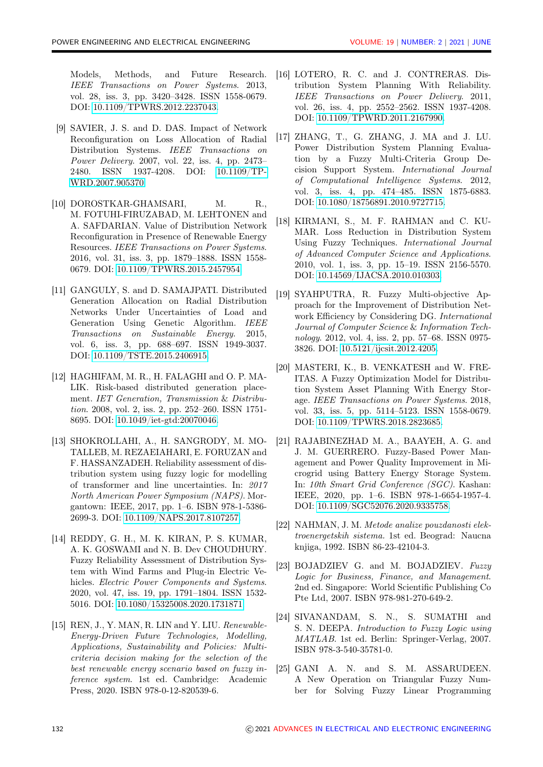Models, Methods, and Future Research. *IEEE Transactions on Power Systems*. 2013, vol. 28, iss. 3, pp. 3420–3428. ISSN 1558-0679. DOI: 10.1109/TPWRS.2012.2237043.

[9] SAVIER, J. S. and D. DAS. Impact of Network Reconfiguration on Loss Allocation of Radial Distribution Systems. *IEEE Transactions on Power Delivery*. 2007, vol. 22, iss. 4, pp. 2473–2480. ISSN 1937-4208. DOI: 10.1109/TPWRD.2007.905370.

[10] DOROSTKAR-GHAMSARI, M. R., M. FOTUHI-FIRUZABAD, M. LEHTONEN and A. SAFDARIAN. Value of Distribution Network Reconfiguration in Presence of Renewable Energy Resources. *IEEE Transactions on Power Systems*. 2016, vol. 31, iss. 3, pp. 1879–1888. ISSN 1558-0679. DOI: 10.1109/TPWRS.2015.2457954.

[11] GANGULY, S. and D. SAMAJPATI. Distributed Generation Allocation on Radial Distribution Networks Under Uncertainties of Load and Generation Using Genetic Algorithm. *IEEE Transactions on Sustainable Energy*. 2015, vol. 6, iss. 3, pp. 688–697. ISSN 1949-3037. DOI: 10.1109/TSTE.2015.2406915.

[12] HAGHIFAM, M. R., H. FALAGHI and O. P. MALIK. Risk-based distributed generation placement. *IET Generation, Transmission & Distribution*. 2008, vol. 2, iss. 2, pp. 252–260. ISSN 1751-8695. DOI: 10.1049/iet-gtd:20070046.

[13] SHOKROLLAHI, A., H. SANGRODY, M. MOTALLEB, M. REZAEIAHARI, E. FORUZAN and F. HASSANZADEH. Reliability assessment of distribution system using fuzzy logic for modelling of transformer and line uncertainties. In: *2017 North American Power Symposium (NAPS)*. Morgantown: IEEE, 2017, pp. 1–6. ISBN 978-1-5386-2699-3. DOI: 10.1109/NAPS.2017.8107257.

[14] REDDY, G. H., M. K. KIRAN, P. S. KUMAR, A. K. GOSWAMI and N. B. Dev CHOUDHURY. Fuzzy Reliability Assessment of Distribution System with Wind Farms and Plug-in Electric Vehicles. *Electric Power Components and Systems*. 2020, vol. 47, iss. 19, pp. 1791–1804. ISSN 1532-5016. DOI: 10.1080/15325008.2020.1731871.

[15] REN, J., Y. MAN, R. LIN and Y. LIU. *Renewable-Energy-Driven Future Technologies, Modelling, Applications, Sustainability and Policies: Multi-criteria decision making for the selection of the best renewable energy scenario based on fuzzy inference system*. 1st ed. Cambridge: Academic Press, 2020. ISBN 978-0-12-820539-6.

[16] LOTERO, R. C. and J. CONTRERAS. Distribution System Planning With Reliability. *IEEE Transactions on Power Delivery*. 2011, vol. 26, iss. 4, pp. 2552–2562. ISSN 1937-4208. DOI: 10.1109/TPWRD.2011.2167990.

[17] ZHANG, T., G. ZHANG, J. MA and J. LU. Power Distribution System Planning Evaluation by a Fuzzy Multi-Criteria Group Decision Support System. *International Journal of Computational Intelligence Systems*. 2012, vol. 3, iss. 4, pp. 474–485. ISSN 1875-6883. DOI: 10.1080/18756891.2010.9727715.

[18] KIRMANI, S., M. F. RAHMAN and C. KUMAR. Loss Reduction in Distribution System Using Fuzzy Techniques. *International Journal of Advanced Computer Science and Applications*. 2010, vol. 1, iss. 3, pp. 15–19. ISSN 2156-5570. DOI: 10.14569/IJACSA.2010.010303.

[19] SYAHPUTRA, R. Fuzzy Multi-objective Approach for the Improvement of Distribution Network Efficiency by Considering DG. *International Journal of Computer Science & Information Technology*. 2012, vol. 4, iss. 2, pp. 57–68. ISSN 0975-3826. DOI: 10.5121/ijcsit.2012.4205.

[20] MASTERI, K., B. VENKATESH and W. FREITAS. A Fuzzy Optimization Model for Distribution System Asset Planning With Energy Storage. *IEEE Transactions on Power Systems*. 2018, vol. 33, iss. 5, pp. 5114–5123. ISSN 1558-0679. DOI: 10.1109/TPWRS.2018.2823685.

[21] RAJABINEZHAD M. A., BAAYEH, A. G. and J. M. GUERRERO. Fuzzy-Based Power Management and Power Quality Improvement in Microgrid using Battery Energy Storage System. In: *10th Smart Grid Conference (SGC)*. Kashan: IEEE, 2020, pp. 1–6. ISBN 978-1-6654-1957-4. DOI: 10.1109/SGC52076.2020.9335758.

[22] NAHMAN, J. M. *Metode analize pouzdanosti elektroenergetskih sistema*. 1st ed. Beograd: Naucna knjiga, 1992. ISBN 86-23-42104-3.

[23] BOJADZIEV G. and M. BOJADZIEV. *Fuzzy Logic for Business, Finance, and Management*. 2nd ed. Singapore: World Scientific Publishing Co Pte Ltd, 2007. ISBN 978-981-270-649-2.

[24] SIVANANDAM, S. N., S. SUMATHI and S. N. DEEPA. *Introduction to Fuzzy Logic using MATLAB*. 1st ed. Berlin: Springer-Verlag, 2007. ISBN 978-3-540-35781-0.

[25] GANI A. N. and S. M. ASSARUDEEN. A New Operation on Triangular Fuzzy Number for Solving Fuzzy Linear Programming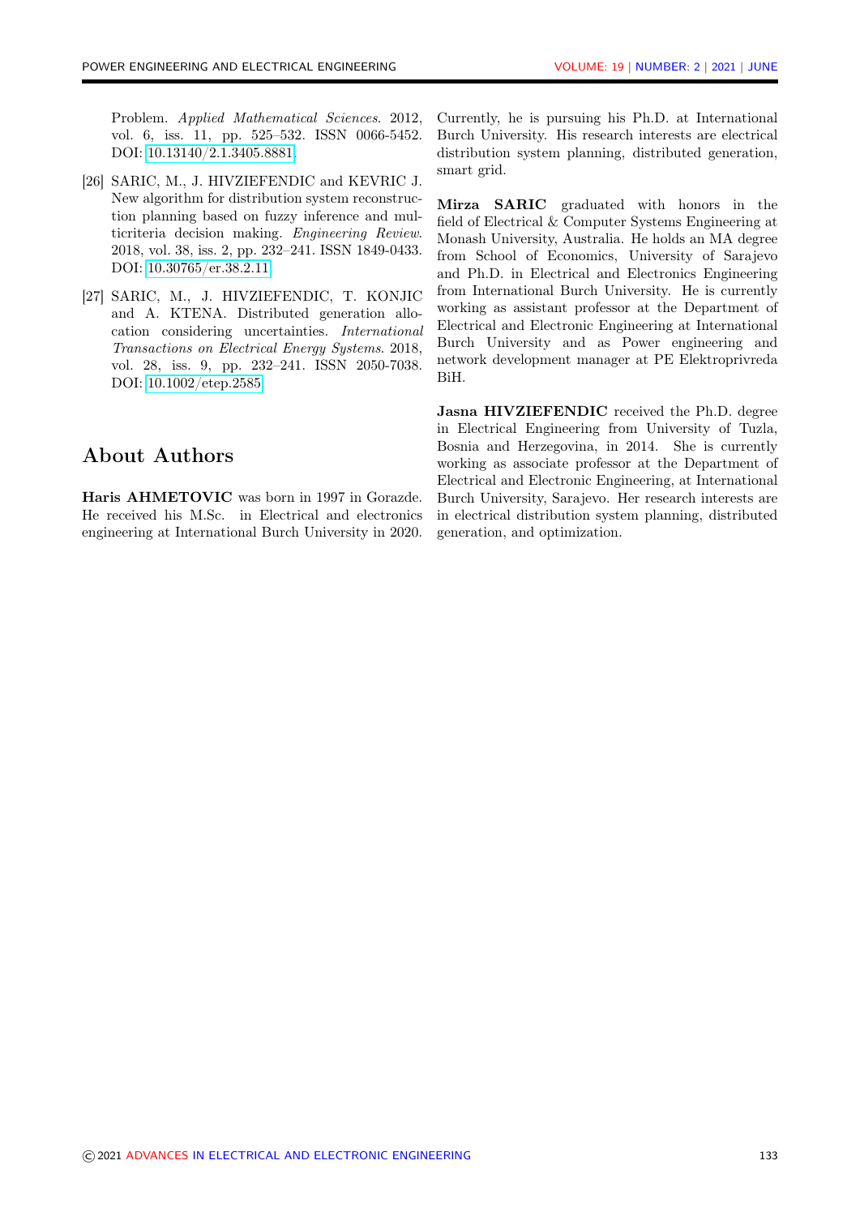Problem. *Applied Mathematical Sciences*. 2012, vol. 6, iss. 11, pp. 525–532. ISSN 0066-5452. DOI: 10.13140/2.1.3405.8881.

[26] SARIC, M., J. HIVZIEFENDIC and KEVRIC J. New algorithm for distribution system reconstruction planning based on fuzzy inference and multicriteria decision making. *Engineering Review*. 2018, vol. 38, iss. 2, pp. 232–241. ISSN 1849-0433. DOI: 10.30765/er.38.2.11.

[27] SARIC, M., J. HIVZIEFENDIC, T. KONJIC and A. KTENA. Distributed generation allocation considering uncertainties. *International Transactions on Electrical Energy Systems*. 2018, vol. 28, iss. 9, pp. 232–241. ISSN 2050-7038. DOI: 10.1002/etep.2585.

## About Authors

**Haris AHMETOVIC** was born in 1997 in Gorazde. He received his M.Sc. in Electrical and electronics engineering at International Burch University in 2020. Currently, he is pursuing his Ph.D. at International Burch University. His research interests are electrical distribution system planning, distributed generation, smart grid.

**Mirza SARIC** graduated with honors in the field of Electrical & Computer Systems Engineering at Monash University, Australia. He holds an MA degree from School of Economics, University of Sarajevo and Ph.D. in Electrical and Electronics Engineering from International Burch University. He is currently working as assistant professor at the Department of Electrical and Electronic Engineering at International Burch University and as Power engineering and network development manager at PE Elektroprivreda BiH.

**Jasna HIVZIEFENDIC** received the Ph.D. degree in Electrical Engineering from University of Tuzla, Bosnia and Herzegovina, in 2014. She is currently working as associate professor at the Department of Electrical and Electronic Engineering, at International Burch University, Sarajevo. Her research interests are in electrical distribution system planning, distributed generation, and optimization.